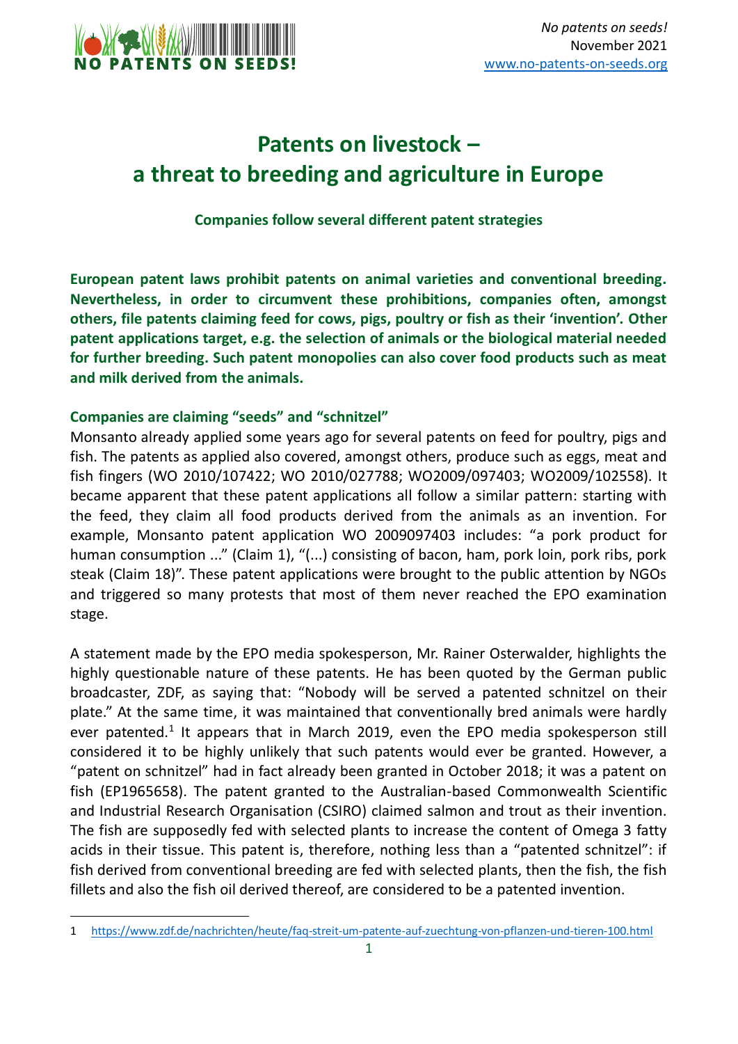# Patents on livestock – a threat to breeding and agriculture in Europe

**Companies follow several different patent strategies**

**European patent laws prohibit patents on animal varieties and conventional breeding. Nevertheless, in order to circumvent these prohibitions, companies often, amongst others, file patents claiming feed for cows, pigs, poultry or fish as their 'invention'. Other patent applications target, e.g. the selection of animals or the biological material needed for further breeding. Such patent monopolies can also cover food products such as meat and milk derived from the animals.**

## Companies are claiming "seeds" and "schnitzel"

Monsanto already applied some years ago for several patents on feed for poultry, pigs and fish. The patents as applied also covered, amongst others, produce such as eggs, meat and fish fingers (WO 2010/107422; WO 2010/027788; WO2009/097403; WO2009/102558). It became apparent that these patent applications all follow a similar pattern: starting with the feed, they claim all food products derived from the animals as an invention. For example, Monsanto patent application WO 2009097403 includes: "a pork product for human consumption ..." (Claim 1), "(...) consisting of bacon, ham, pork loin, pork ribs, pork steak (Claim 18)". These patent applications were brought to the public attention by NGOs and triggered so many protests that most of them never reached the EPO examination stage.

A statement made by the EPO media spokesperson, Mr. Rainer Osterwalder, highlights the highly questionable nature of these patents. He has been quoted by the German public broadcaster, ZDF, as saying that: "Nobody will be served a patented schnitzel on their plate." At the same time, it was maintained that conventionally bred animals were hardly ever patented.[1] It appears that in March 2019, even the EPO media spokesperson still considered it to be highly unlikely that such patents would ever be granted. However, a "patent on schnitzel" had in fact already been granted in October 2018; it was a patent on fish (EP1965658). The patent granted to the Australian-based Commonwealth Scientific and Industrial Research Organisation (CSIRO) claimed salmon and trout as their invention. The fish are supposedly fed with selected plants to increase the content of Omega 3 fatty acids in their tissue. This patent is, therefore, nothing less than a "patented schnitzel": if fish derived from conventional breeding are fed with selected plants, then the fish, the fish fillets and also the fish oil derived thereof, are considered to be a patented invention.

---

1 https://www.zdf.de/nachrichten/heute/faq-streit-um-patente-auf-zuechtung-von-pflanzen-und-tieren-100.html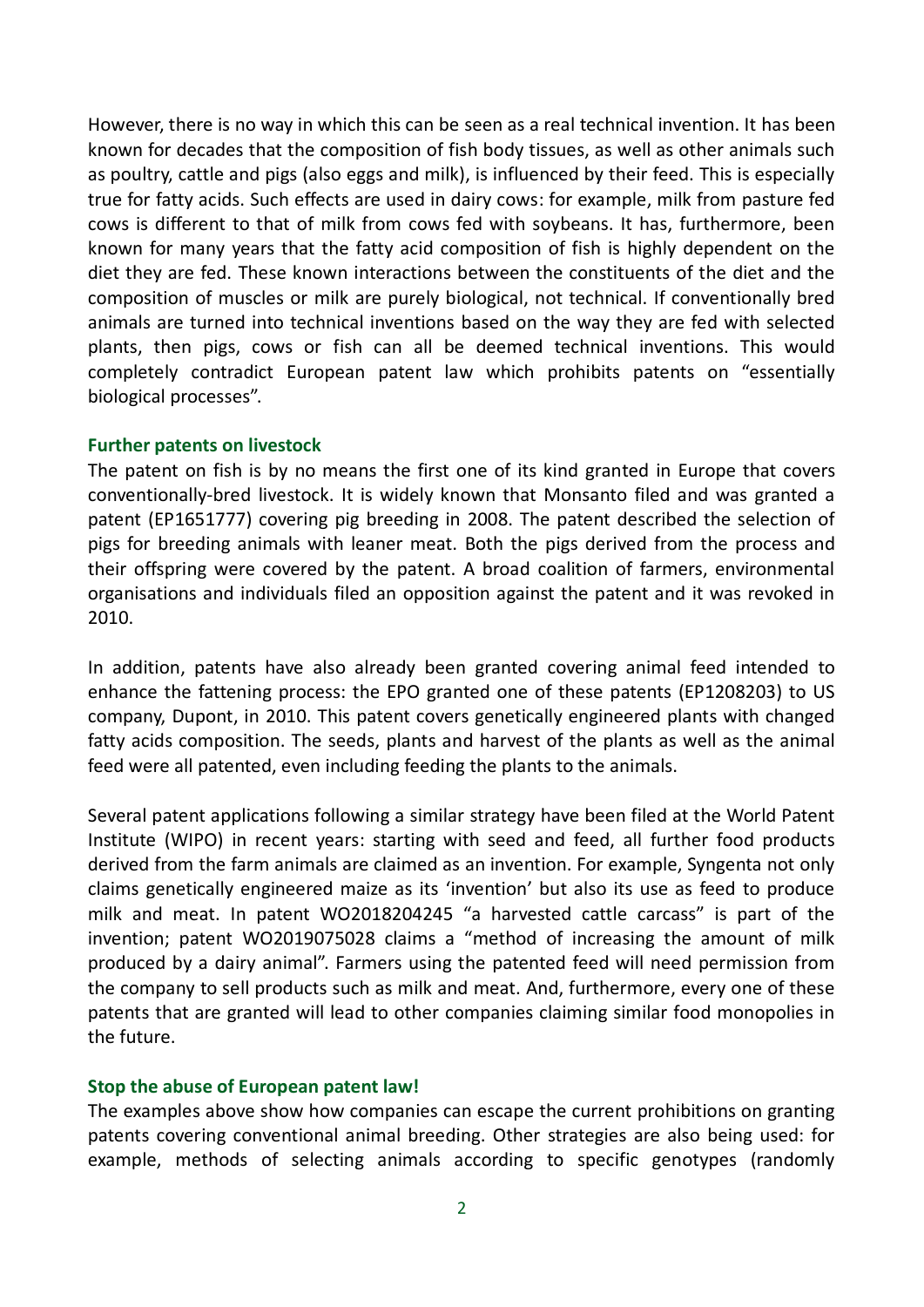However, there is no way in which this can be seen as a real technical invention. It has been known for decades that the composition of fish body tissues, as well as other animals such as poultry, cattle and pigs (also eggs and milk), is influenced by their feed. This is especially true for fatty acids. Such effects are used in dairy cows: for example, milk from pasture fed cows is different to that of milk from cows fed with soybeans. It has, furthermore, been known for many years that the fatty acid composition of fish is highly dependent on the diet they are fed. These known interactions between the constituents of the diet and the composition of muscles or milk are purely biological, not technical. If conventionally bred animals are turned into technical inventions based on the way they are fed with selected plants, then pigs, cows or fish can all be deemed technical inventions. This would completely contradict European patent law which prohibits patents on "essentially biological processes".

### Further patents on livestock

The patent on fish is by no means the first one of its kind granted in Europe that covers conventionally-bred livestock. It is widely known that Monsanto filed and was granted a patent (EP1651777) covering pig breeding in 2008. The patent described the selection of pigs for breeding animals with leaner meat. Both the pigs derived from the process and their offspring were covered by the patent. A broad coalition of farmers, environmental organisations and individuals filed an opposition against the patent and it was revoked in 2010.

In addition, patents have also already been granted covering animal feed intended to enhance the fattening process: the EPO granted one of these patents (EP1208203) to US company, Dupont, in 2010. This patent covers genetically engineered plants with changed fatty acids composition. The seeds, plants and harvest of the plants as well as the animal feed were all patented, even including feeding the plants to the animals.

Several patent applications following a similar strategy have been filed at the World Patent Institute (WIPO) in recent years: starting with seed and feed, all further food products derived from the farm animals are claimed as an invention. For example, Syngenta not only claims genetically engineered maize as its 'invention' but also its use as feed to produce milk and meat. In patent WO2018204245 "a harvested cattle carcass" is part of the invention; patent WO2019075028 claims a "method of increasing the amount of milk produced by a dairy animal". Farmers using the patented feed will need permission from the company to sell products such as milk and meat. And, furthermore, every one of these patents that are granted will lead to other companies claiming similar food monopolies in the future.

### Stop the abuse of European patent law!

The examples above show how companies can escape the current prohibitions on granting patents covering conventional animal breeding. Other strategies are also being used: for example, methods of selecting animals according to specific genotypes (randomly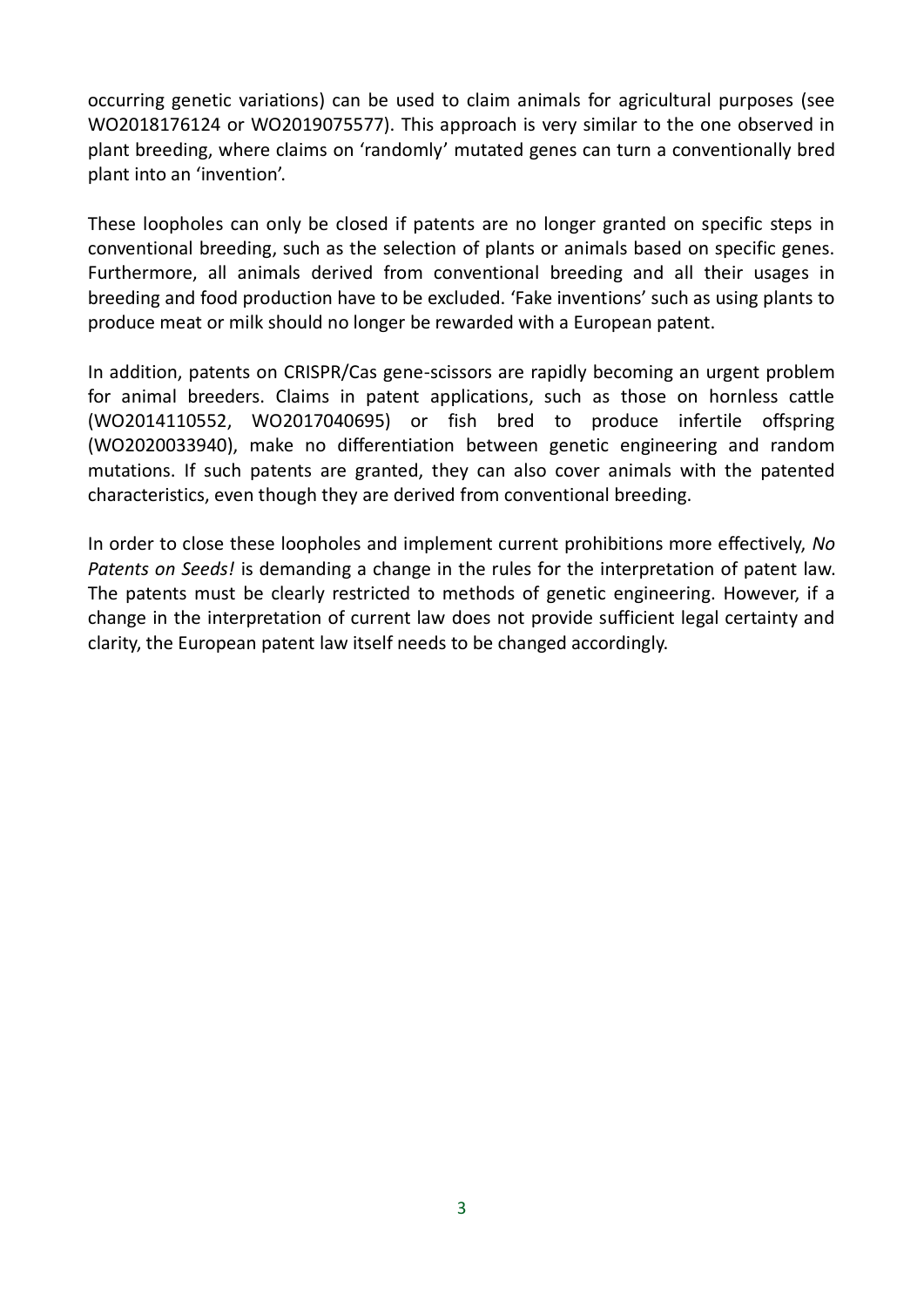occurring genetic variations) can be used to claim animals for agricultural purposes (see WO2018176124 or WO2019075577). This approach is very similar to the one observed in plant breeding, where claims on 'randomly' mutated genes can turn a conventionally bred plant into an 'invention'.

These loopholes can only be closed if patents are no longer granted on specific steps in conventional breeding, such as the selection of plants or animals based on specific genes. Furthermore, all animals derived from conventional breeding and all their usages in breeding and food production have to be excluded. 'Fake inventions' such as using plants to produce meat or milk should no longer be rewarded with a European patent.

In addition, patents on CRISPR/Cas gene-scissors are rapidly becoming an urgent problem for animal breeders. Claims in patent applications, such as those on hornless cattle (WO2014110552, WO2017040695) or fish bred to produce infertile offspring (WO2020033940), make no differentiation between genetic engineering and random mutations. If such patents are granted, they can also cover animals with the patented characteristics, even though they are derived from conventional breeding.

In order to close these loopholes and implement current prohibitions more effectively, *No Patents on Seeds!* is demanding a change in the rules for the interpretation of patent law. The patents must be clearly restricted to methods of genetic engineering. However, if a change in the interpretation of current law does not provide sufficient legal certainty and clarity, the European patent law itself needs to be changed accordingly.